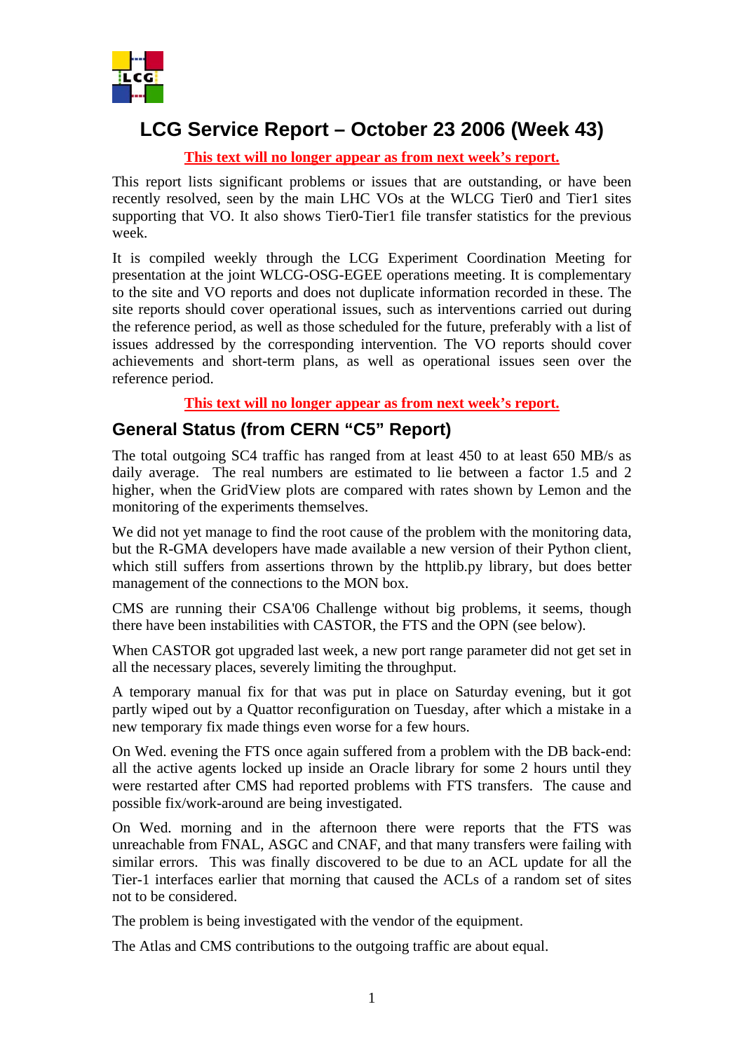# LCG Service Report – October 23 2006 (Week 43)

**This text will no longer appear as from next week's report.**

This report lists significant problems or issues that are outstanding, or have been recently resolved, seen by the main LHC VOs at the WLCG Tier0 and Tier1 sites supporting that VO. It also shows Tier0-Tier1 file transfer statistics for the previous week.

It is compiled weekly through the LCG Experiment Coordination Meeting for presentation at the joint WLCG-OSG-EGEE operations meeting. It is complementary to the site and VO reports and does not duplicate information recorded in these. The site reports should cover operational issues, such as interventions carried out during the reference period, as well as those scheduled for the future, preferably with a list of issues addressed by the corresponding intervention. The VO reports should cover achievements and short-term plans, as well as operational issues seen over the reference period.

**This text will no longer appear as from next week's report.**

## General Status (from CERN "C5" Report)

The total outgoing SC4 traffic has ranged from at least 450 to at least 650 MB/s as daily average. The real numbers are estimated to lie between a factor 1.5 and 2 higher, when the GridView plots are compared with rates shown by Lemon and the monitoring of the experiments themselves.

We did not yet manage to find the root cause of the problem with the monitoring data, but the R-GMA developers have made available a new version of their Python client, which still suffers from assertions thrown by the httplib.py library, but does better management of the connections to the MON box.

CMS are running their CSA'06 Challenge without big problems, it seems, though there have been instabilities with CASTOR, the FTS and the OPN (see below).

When CASTOR got upgraded last week, a new port range parameter did not get set in all the necessary places, severely limiting the throughput.

A temporary manual fix for that was put in place on Saturday evening, but it got partly wiped out by a Quattor reconfiguration on Tuesday, after which a mistake in a new temporary fix made things even worse for a few hours.

On Wed. evening the FTS once again suffered from a problem with the DB back-end: all the active agents locked up inside an Oracle library for some 2 hours until they were restarted after CMS had reported problems with FTS transfers. The cause and possible fix/work-around are being investigated.

On Wed. morning and in the afternoon there were reports that the FTS was unreachable from FNAL, ASGC and CNAF, and that many transfers were failing with similar errors. This was finally discovered to be due to an ACL update for all the Tier-1 interfaces earlier that morning that caused the ACLs of a random set of sites not to be considered.

The problem is being investigated with the vendor of the equipment.

The Atlas and CMS contributions to the outgoing traffic are about equal.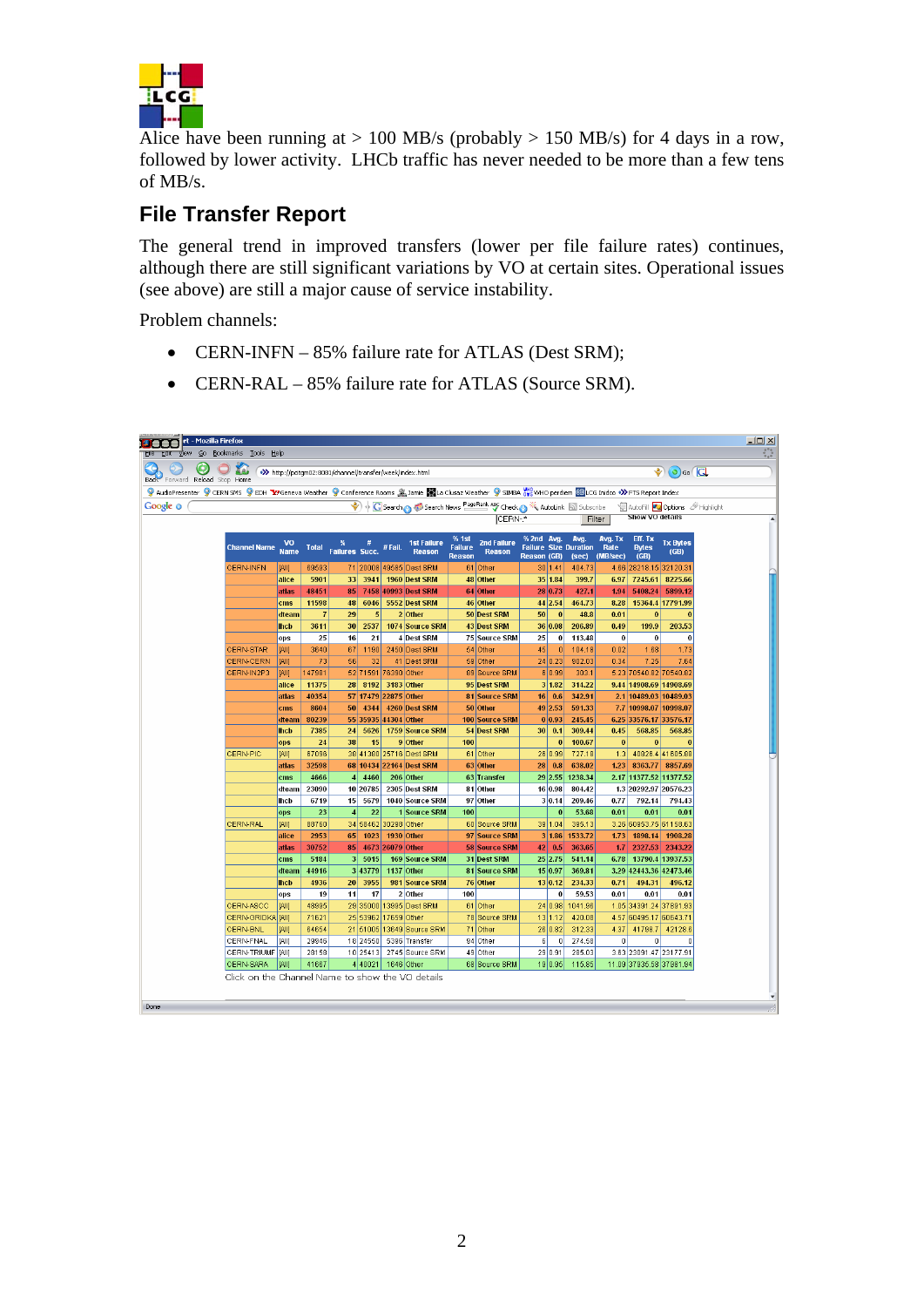Alice have been running at > 100 MB/s (probably > 150 MB/s) for 4 days in a row, followed by lower activity. LHCb traffic has never needed to be more than a few tens of MB/s.

## File Transfer Report

The general trend in improved transfers (lower per file failure rates) continues, although there are still significant variations by VO at certain sites. Operational issues (see above) are still a major cause of service instability.

Problem channels:

- CERN-INFN – 85% failure rate for ATLAS (Dest SRM);
- CERN-RAL – 85% failure rate for ATLAS (Source SRM).

| Channel Name | VO Name | Total | % Failures | # Succ. | # Fail. | 1st Failure Reason | % 1st Failure Reason | 2nd Failure Reason | % 2nd Failure Reason | Avg. Size (GB) | Avg. Duration (sec) | Avg. Tx Rate (MB/sec) | Eff. Tx Bytes (GB) | Tx Bytes (GB) |
|---|---|---|---|---|---|---|---|---|---|---|---|---|---|---|
| CERN-INFN | [All] | 69593 | 71 | 20008 | 49585 | Dest SRM | 61 | Other | 30 | 1.41 | 404.73 | 4.66 | 28218.15 | 32120.31 |
| | alice | 5901 | 33 | 3941 | 1960 | Dest SRM | 48 | Other | 35 | 1.84 | 399.7 | 6.97 | 7245.61 | 8225.66 |
| | atlas | 48451 | 85 | 7458 | 40993 | Dest SRM | 64 | Other | 28 | 0.73 | 427.1 | 1.94 | 5408.24 | 5899.12 |
| | cms | 11598 | 48 | 6046 | 5552 | Dest SRM | 46 | Other | 44 | 2.54 | 464.73 | 8.28 | 15364.4 | 17791.99 |
| | dteam | 7 | 29 | 5 | 2 | Other | 50 | Dest SRM | 50 | 0 | 48.8 | 0.01 | 0 | 0 |
| | lhcb | 3611 | 30 | 2537 | 1074 | Source SRM | 43 | Dest SRM | 36 | 0.08 | 206.89 | 0.49 | 199.9 | 203.53 |
| | ops | 25 | 16 | 21 | 4 | Dest SRM | 75 | Source SRM | 25 | 0 | 113.48 | 0 | 0 | 0 |
| CERN-STAR | [All] | 3640 | 67 | 1180 | 2460 | Dest SRM | 54 | Other | 45 | 0 | 104.18 | 0.02 | 1.68 | 1.73 |
| CERN-CERN | [All] | 73 | 56 | 32 | 41 | Dest SRM | 59 | Other | 24 | 0.23 | 802.03 | 0.34 | 7.25 | 7.64 |
| CERN-IN2P3 | [All] | 147981 | 52 | 71591 | 76390 | Other | 89 | Source SRM | 6 | 0.99 | 303.1 | 5.23 | 70540.82 | 70540.82 |
| | alice | 11375 | 28 | 8192 | 3183 | Other | 95 | Dest SRM | 3 | 1.82 | 314.22 | 9.44 | 14908.69 | 14908.69 |
| | atlas | 40354 | 57 | 17479 | 22875 | Other | 81 | Source SRM | 16 | 0.6 | 342.91 | 2.1 | 10489.03 | 10489.03 |
| | cms | 8604 | 50 | 4344 | 4260 | Dest SRM | 50 | Other | 49 | 2.53 | 591.33 | 7.7 | 10998.07 | 10998.07 |
| | dteam | 80239 | 55 | 35935 | 44304 | Other | 100 | Source SRM | 0 | 0.93 | 245.45 | 6.25 | 33576.17 | 33576.17 |
| | lhcb | 7385 | 24 | 5626 | 1759 | Source SRM | 54 | Dest SRM | 30 | 0.1 | 309.44 | 0.45 | 568.85 | 568.85 |
| | ops | 24 | 38 | 15 | 9 | Other | 100 | | | 0 | 100.67 | 0 | 0 | 0 |
| CERN-PIC | [All] | 67098 | 38 | 41380 | 25718 | Dest SRM | 61 | Other | 28 | 0.99 | 737.18 | 1.3 | 40926.4 | 41605.88 |
| | atlas | 32598 | 68 | 10434 | 22164 | Dest SRM | 63 | Other | 28 | 0.8 | 638.02 | 1.23 | 8363.77 | 8857.69 |
| | cms | 4666 | 4 | 4460 | 206 | Other | 63 | Transfer | 29 | 2.55 | 1238.34 | 2.17 | 11377.52 | 11377.52 |
| | dteam | 23090 | 10 | 20785 | 2305 | Dest SRM | 81 | Other | 16 | 0.98 | 804.42 | 1.3 | 20292.97 | 20576.23 |
| | lhcb | 6719 | 15 | 5679 | 1040 | Source SRM | 97 | Other | 3 | 0.14 | 209.46 | 0.77 | 792.14 | 794.43 |
| | ops | 23 | 4 | 22 | 1 | Source SRM | 100 | | | 0 | 53.68 | 0.01 | 0.01 | 0.01 |
| CERN-RAL | [All] | 88760 | 34 | 58462 | 30298 | Other | 60 | Source SRM | 39 | 1.04 | 395.13 | 3.26 | 60953.75 | 61158.63 |
| | alice | 2953 | 65 | 1023 | 1930 | Other | 97 | Source SRM | 3 | 1.86 | 1533.72 | 1.73 | 1898.14 | 1908.28 |
| | atlas | 30752 | 85 | 4673 | 26079 | Other | 58 | Source SRM | 42 | 0.5 | 363.65 | 1.7 | 2327.53 | 2343.22 |
| | cms | 5184 | 3 | 5015 | 169 | Source SRM | 31 | Dest SRM | 25 | 2.75 | 541.14 | 6.78 | 13790.4 | 13937.53 |
| | dteam | 44916 | 3 | 43779 | 1137 | Other | 81 | Source SRM | 15 | 0.97 | 369.81 | 3.29 | 42443.36 | 42473.46 |
| | lhcb | 4936 | 20 | 3955 | 981 | Source SRM | 76 | Other | 13 | 0.12 | 234.33 | 0.71 | 494.31 | 496.12 |
| | ops | 19 | 11 | 17 | 2 | Other | 100 | | | 0 | 59.53 | 0.01 | 0.01 | 0.01 |
| CERN-ASCC | [All] | 48895 | 29 | 35000 | 13895 | Dest SRM | 61 | Other | 24 | 0.98 | 1041.98 | 1.05 | 34391.24 | 37891.93 |
| CERN-GRIDKA | [All] | 71621 | 25 | 53962 | 17659 | Other | 78 | Source SRM | 13 | 1.12 | 420.08 | 4.57 | 60495.17 | 60643.71 |
| CERN-BNL | [All] | 64654 | 21 | 51005 | 13649 | Source SRM | 71 | Other | 28 | 0.82 | 312.33 | 4.37 | 41798.7 | 42128.6 |
| CERN-FNAL | [All] | 29946 | 18 | 24550 | 5396 | Transfer | 94 | Other | 6 | 0 | 274.58 | 0 | 0 | 0 |
| CERN-TRIUMF | [All] | 28158 | 10 | 25413 | 2745 | Source SRM | 49 | Other | 29 | 0.91 | 285.03 | 3.63 | 23091.47 | 23177.91 |
| CERN-SARA | [All] | 41667 | 4 | 40021 | 1646 | Other | 68 | Source SRM | 18 | 0.95 | 115.85 | 11.09 | 37936.58 | 37981.84 |

Click on the Channel Name to show the VO details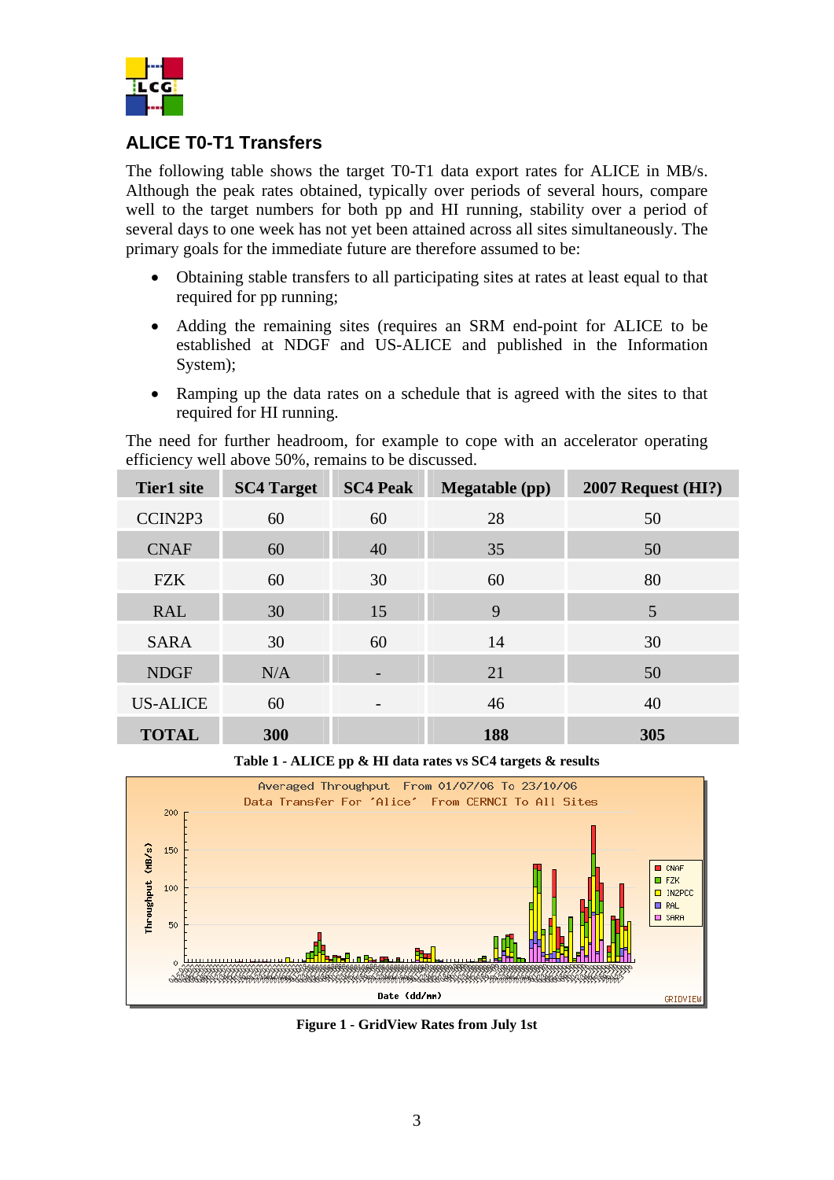## ALICE T0-T1 Transfers

The following table shows the target T0-T1 data export rates for ALICE in MB/s. Although the peak rates obtained, typically over periods of several hours, compare well to the target numbers for both pp and HI running, stability over a period of several days to one week has not yet been attained across all sites simultaneously. The primary goals for the immediate future are therefore assumed to be:

- Obtaining stable transfers to all participating sites at rates at least equal to that required for pp running;
- Adding the remaining sites (requires an SRM end-point for ALICE to be established at NDGF and US-ALICE and published in the Information System);
- Ramping up the data rates on a schedule that is agreed with the sites to that required for HI running.

The need for further headroom, for example to cope with an accelerator operating efficiency well above 50%, remains to be discussed.

| Tier1 site | SC4 Target | SC4 Peak | Megatable (pp) | 2007 Request (HI?) |
|---|---|---|---|---|
| CCIN2P3 | 60 | 60 | 28 | 50 |
| CNAF | 60 | 40 | 35 | 50 |
| FZK | 60 | 30 | 60 | 80 |
| RAL | 30 | 15 | 9 | 5 |
| SARA | 30 | 60 | 14 | 30 |
| NDGF | N/A | - | 21 | 50 |
| US-ALICE | 60 | - | 46 | 40 |
| **TOTAL** | **300** | | **188** | **305** |

**Table 1 - ALICE pp & HI data rates vs SC4 targets & results**

**Figure 1 - GridView Rates from July 1st**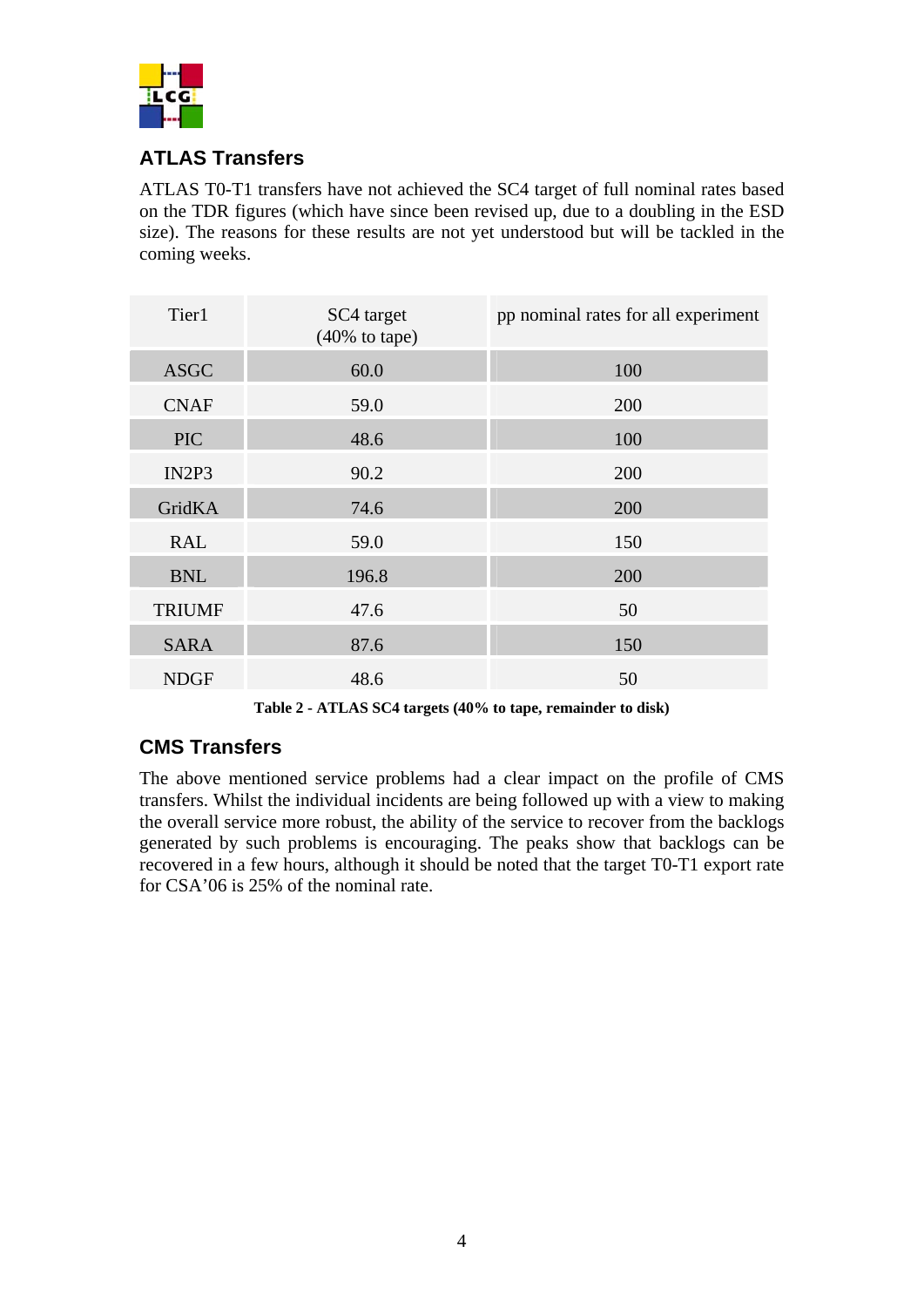## ATLAS Transfers

ATLAS T0-T1 transfers have not achieved the SC4 target of full nominal rates based on the TDR figures (which have since been revised up, due to a doubling in the ESD size). The reasons for these results are not yet understood but will be tackled in the coming weeks.

| Tier1 | SC4 target (40% to tape) | pp nominal rates for all experiment |
|---|---|---|
| ASGC | 60.0 | 100 |
| CNAF | 59.0 | 200 |
| PIC | 48.6 | 100 |
| IN2P3 | 90.2 | 200 |
| GridKA | 74.6 | 200 |
| RAL | 59.0 | 150 |
| BNL | 196.8 | 200 |
| TRIUMF | 47.6 | 50 |
| SARA | 87.6 | 150 |
| NDGF | 48.6 | 50 |

**Table 2 - ATLAS SC4 targets (40% to tape, remainder to disk)**

## CMS Transfers

The above mentioned service problems had a clear impact on the profile of CMS transfers. Whilst the individual incidents are being followed up with a view to making the overall service more robust, the ability of the service to recover from the backlogs generated by such problems is encouraging. The peaks show that backlogs can be recovered in a few hours, although it should be noted that the target T0-T1 export rate for CSA'06 is 25% of the nominal rate.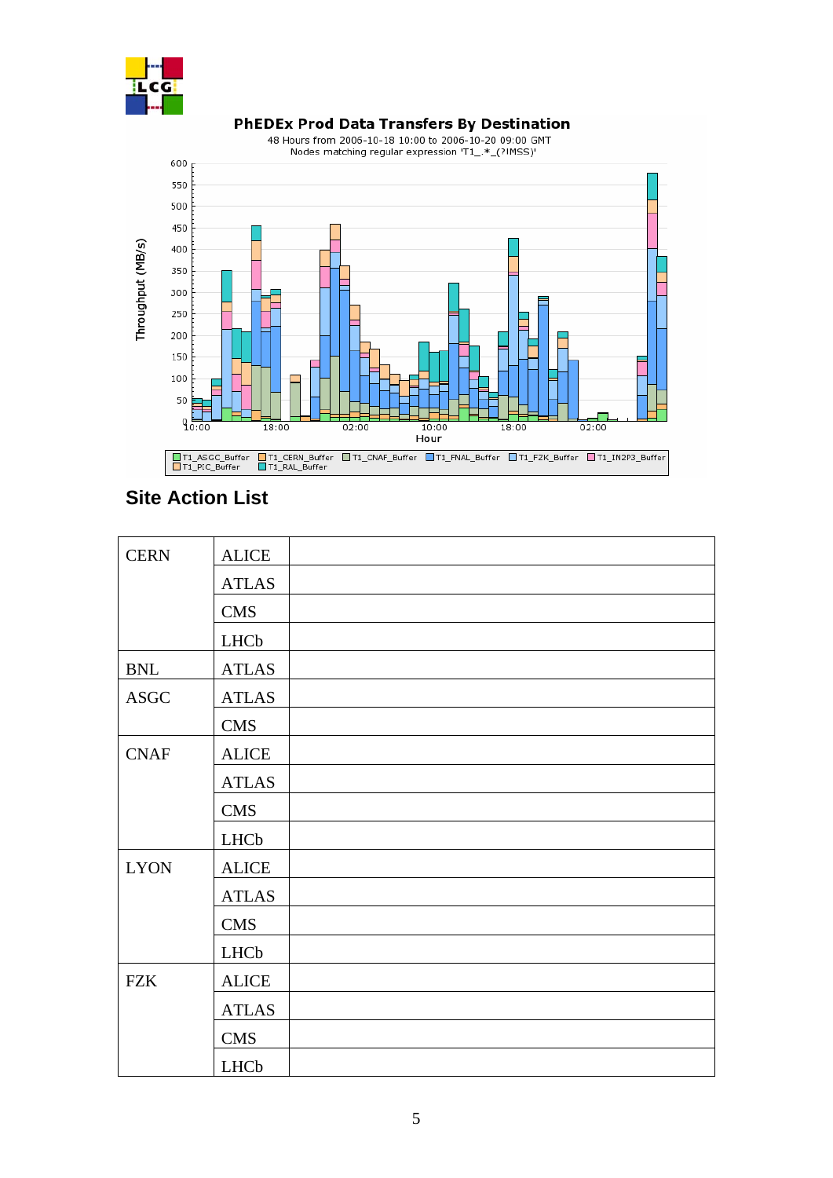PhEDEx Prod Data Transfers By Destination

48 Hours from 2006-10-18 10:00 to 2006-10-20 09:00 GMT

Nodes matching regular expression 'T1_.*_(?!MSS)'

## Site Action List

| | | |
|---|---|---|
| CERN | ALICE | |
| | ATLAS | |
| | CMS | |
| | LHCb | |
| BNL | ATLAS | |
| ASGC | ATLAS | |
| | CMS | |
| CNAF | ALICE | |
| | ATLAS | |
| | CMS | |
| | LHCb | |
| LYON | ALICE | |
| | ATLAS | |
| | CMS | |
| | LHCb | |
| FZK | ALICE | |
| | ATLAS | |
| | CMS | |
| | LHCb | |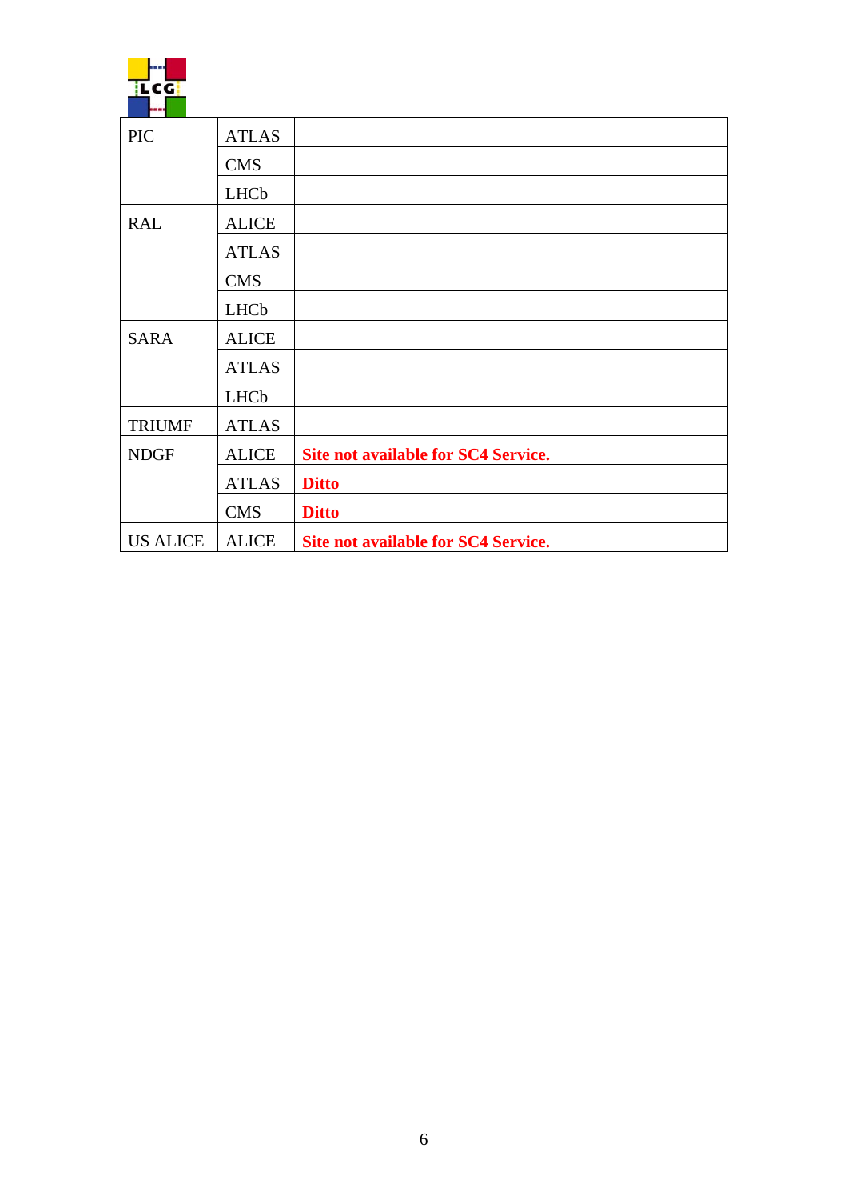| | | |
|---|---|---|
| PIC | ATLAS | |
| | CMS | |
| | LHCb | |
| RAL | ALICE | |
| | ATLAS | |
| | CMS | |
| | LHCb | |
| SARA | ALICE | |
| | ATLAS | |
| | LHCb | |
| TRIUMF | ATLAS | |
| NDGF | ALICE | **Site not available for SC4 Service.** |
| | ATLAS | **Ditto** |
| | CMS | **Ditto** |
| US ALICE | ALICE | **Site not available for SC4 Service.** |